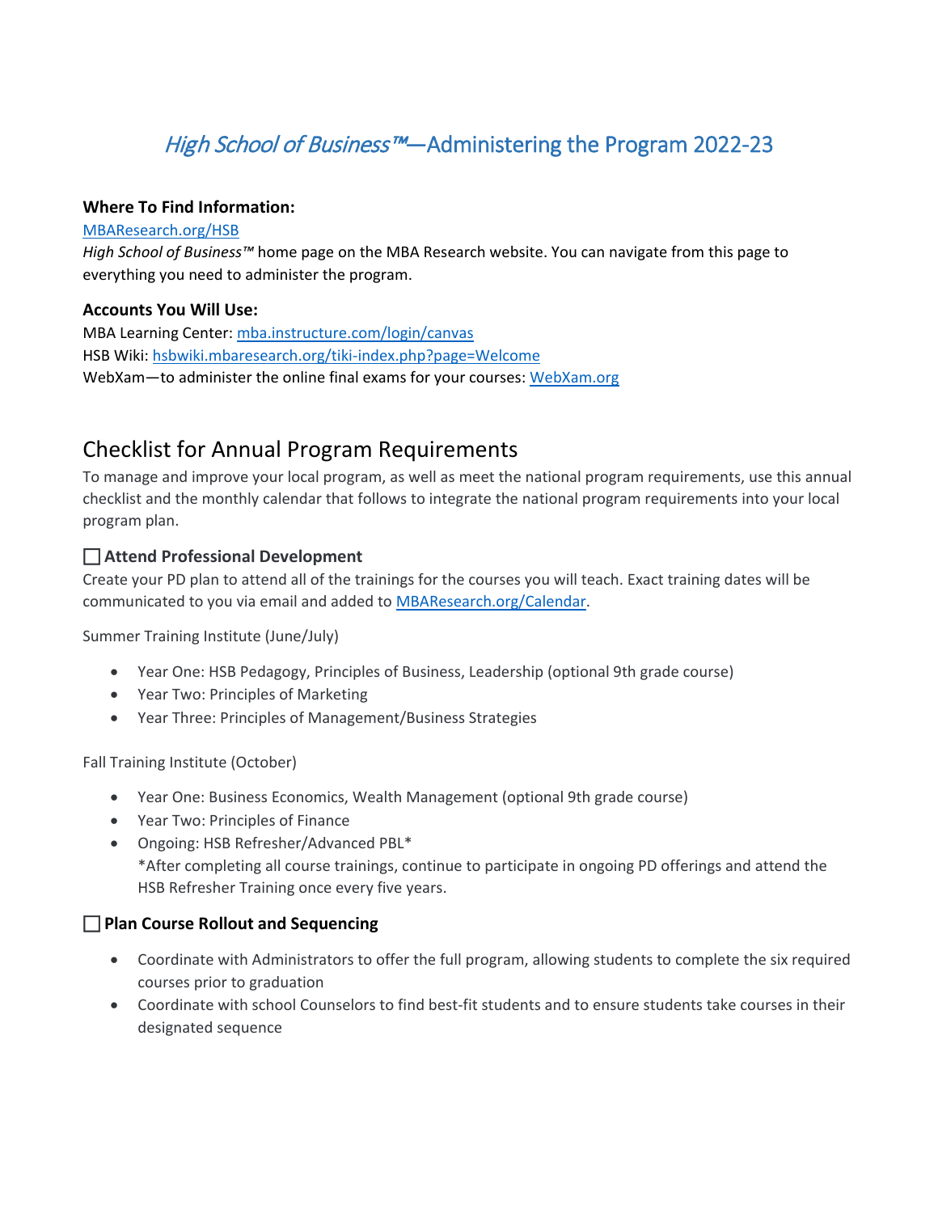# *High School of Business™*—Administering the Program 2022-23

**Where To Find Information:**

[MBAResearch.org/HSB](MBAResearch.org/HSB)

*High School of Business™* home page on the MBA Research website. You can navigate from this page to everything you need to administer the program.

**Accounts You Will Use:**

MBA Learning Center: mba.instructure.com/login/canvas

HSB Wiki: hsbwiki.mbaresearch.org/tiki-index.php?page=Welcome

WebXam—to administer the online final exams for your courses: WebXam.org

## Checklist for Annual Program Requirements

To manage and improve your local program, as well as meet the national program requirements, use this annual checklist and the monthly calendar that follows to integrate the national program requirements into your local program plan.

### ☐ Attend Professional Development

Create your PD plan to attend all of the trainings for the courses you will teach. Exact training dates will be communicated to you via email and added to MBAResearch.org/Calendar.

Summer Training Institute (June/July)

- Year One: HSB Pedagogy, Principles of Business, Leadership (optional 9th grade course)
- Year Two: Principles of Marketing
- Year Three: Principles of Management/Business Strategies

Fall Training Institute (October)

- Year One: Business Economics, Wealth Management (optional 9th grade course)
- Year Two: Principles of Finance
- Ongoing: HSB Refresher/Advanced PBL*
  *After completing all course trainings, continue to participate in ongoing PD offerings and attend the HSB Refresher Training once every five years.

### ☐ Plan Course Rollout and Sequencing

- Coordinate with Administrators to offer the full program, allowing students to complete the six required courses prior to graduation
- Coordinate with school Counselors to find best-fit students and to ensure students take courses in their designated sequence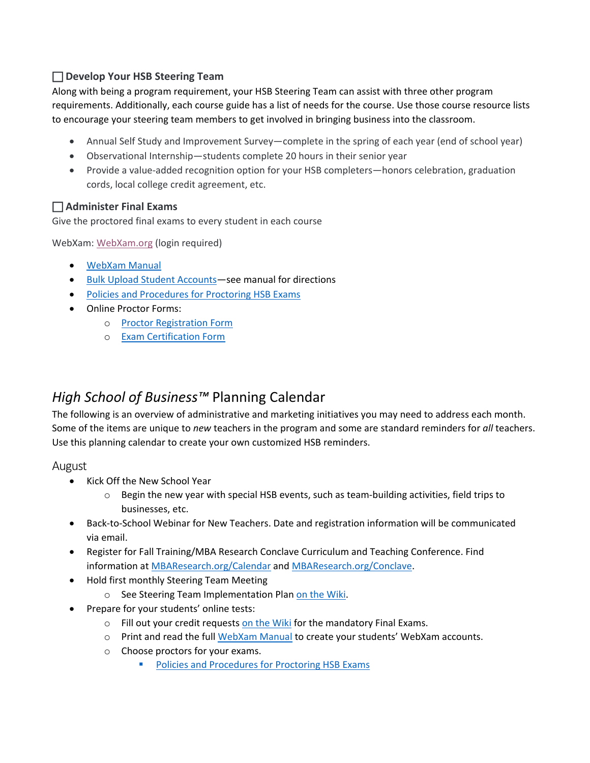### ☐ Develop Your HSB Steering Team

Along with being a program requirement, your HSB Steering Team can assist with three other program requirements. Additionally, each course guide has a list of needs for the course. Use those course resource lists to encourage your steering team members to get involved in bringing business into the classroom.

- Annual Self Study and Improvement Survey—complete in the spring of each year (end of school year)
- Observational Internship—students complete 20 hours in their senior year
- Provide a value-added recognition option for your HSB completers—honors celebration, graduation cords, local college credit agreement, etc.

### ☐ Administer Final Exams

Give the proctored final exams to every student in each course

WebXam: WebXam.org (login required)

- WebXam Manual
- Bulk Upload Student Accounts—see manual for directions
- Policies and Procedures for Proctoring HSB Exams
- Online Proctor Forms:
  - Proctor Registration Form
  - Exam Certification Form

# *High School of Business™* Planning Calendar

The following is an overview of administrative and marketing initiatives you may need to address each month. Some of the items are unique to *new* teachers in the program and some are standard reminders for *all* teachers. Use this planning calendar to create your own customized HSB reminders.

## August

- Kick Off the New School Year
  - Begin the new year with special HSB events, such as team-building activities, field trips to businesses, etc.
- Back-to-School Webinar for New Teachers. Date and registration information will be communicated via email.
- Register for Fall Training/MBA Research Conclave Curriculum and Teaching Conference. Find information at MBAResearch.org/Calendar and MBAResearch.org/Conclave.
- Hold first monthly Steering Team Meeting
  - See Steering Team Implementation Plan on the Wiki.
- Prepare for your students' online tests:
  - Fill out your credit requests on the Wiki for the mandatory Final Exams.
  - Print and read the full WebXam Manual to create your students' WebXam accounts.
  - Choose proctors for your exams.
    - Policies and Procedures for Proctoring HSB Exams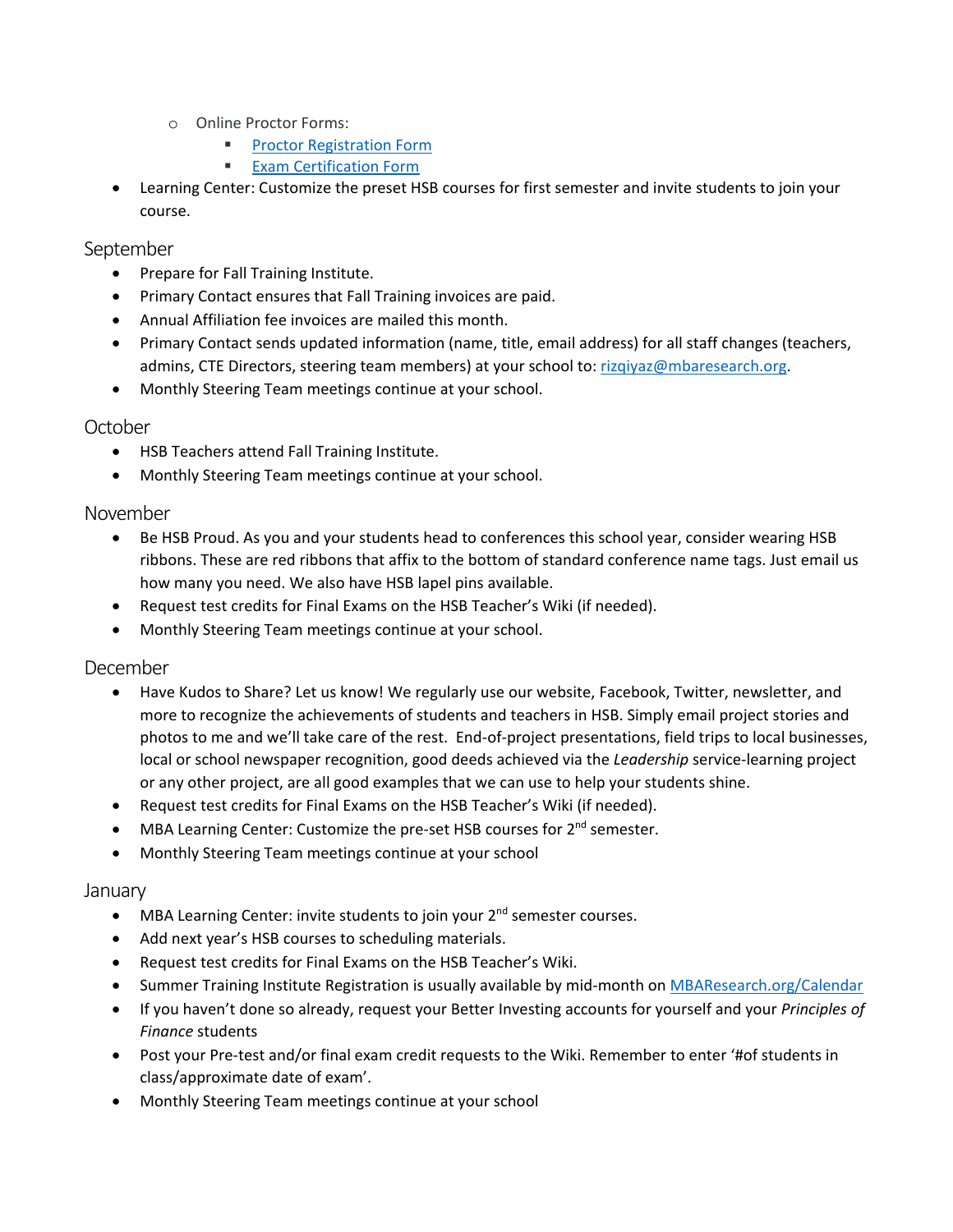- Online Proctor Forms:
  - [Proctor Registration Form]()
  - [Exam Certification Form]()
- Learning Center: Customize the preset HSB courses for first semester and invite students to join your course.

## September

- Prepare for Fall Training Institute.
- Primary Contact ensures that Fall Training invoices are paid.
- Annual Affiliation fee invoices are mailed this month.
- Primary Contact sends updated information (name, title, email address) for all staff changes (teachers, admins, CTE Directors, steering team members) at your school to: rizqiyaz@mbaresearch.org.
- Monthly Steering Team meetings continue at your school.

## October

- HSB Teachers attend Fall Training Institute.
- Monthly Steering Team meetings continue at your school.

## November

- Be HSB Proud. As you and your students head to conferences this school year, consider wearing HSB ribbons. These are red ribbons that affix to the bottom of standard conference name tags. Just email us how many you need. We also have HSB lapel pins available.
- Request test credits for Final Exams on the HSB Teacher's Wiki (if needed).
- Monthly Steering Team meetings continue at your school.

## December

- Have Kudos to Share? Let us know! We regularly use our website, Facebook, Twitter, newsletter, and more to recognize the achievements of students and teachers in HSB. Simply email project stories and photos to me and we'll take care of the rest. End-of-project presentations, field trips to local businesses, local or school newspaper recognition, good deeds achieved via the *Leadership* service-learning project or any other project, are all good examples that we can use to help your students shine.
- Request test credits for Final Exams on the HSB Teacher's Wiki (if needed).
- MBA Learning Center: Customize the pre-set HSB courses for 2nd semester.
- Monthly Steering Team meetings continue at your school

## January

- MBA Learning Center: invite students to join your 2nd semester courses.
- Add next year's HSB courses to scheduling materials.
- Request test credits for Final Exams on the HSB Teacher's Wiki.
- Summer Training Institute Registration is usually available by mid-month on [MBAResearch.org/Calendar]()
- If you haven't done so already, request your Better Investing accounts for yourself and your *Principles of Finance* students
- Post your Pre-test and/or final exam credit requests to the Wiki. Remember to enter '#of students in class/approximate date of exam'.
- Monthly Steering Team meetings continue at your school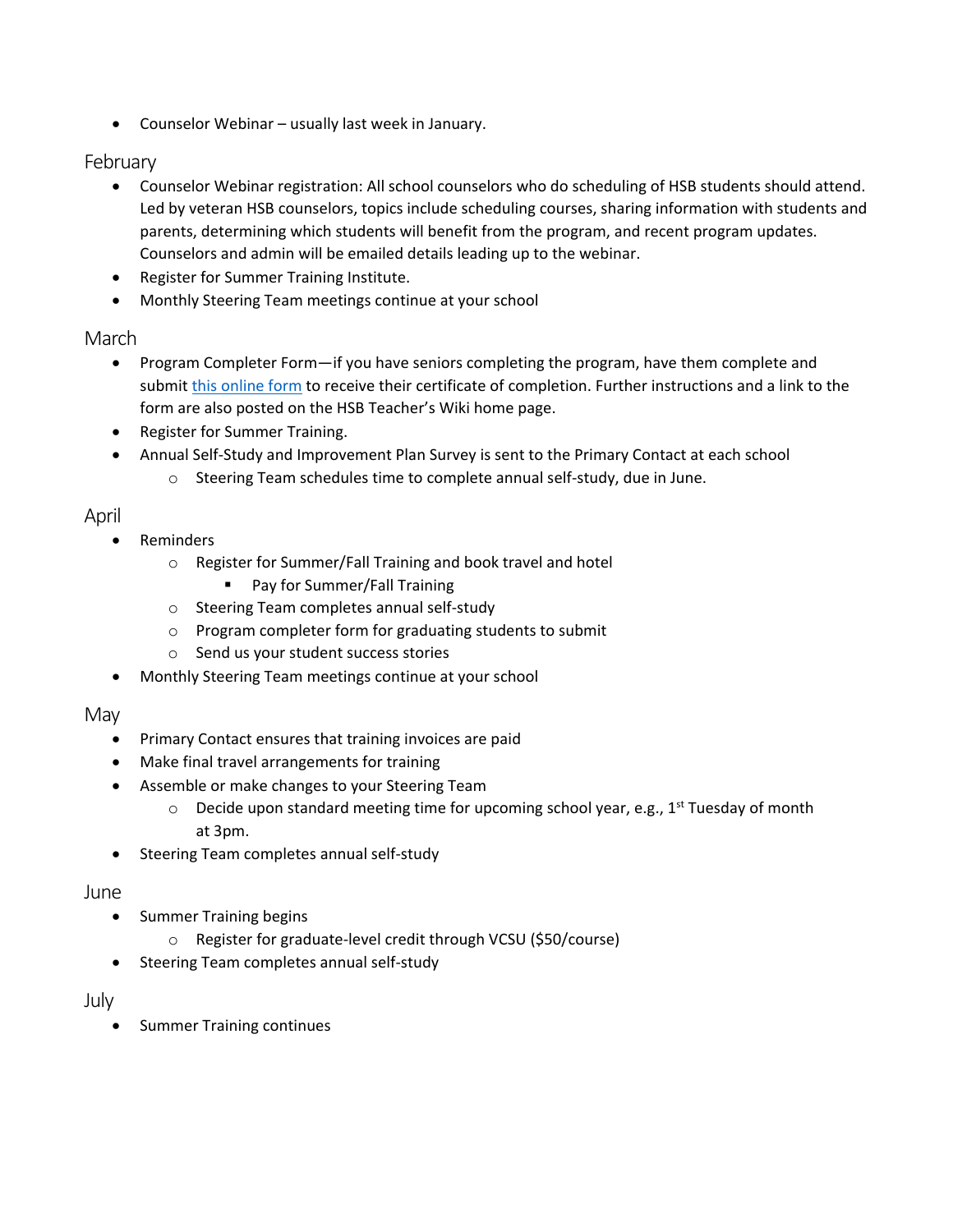- Counselor Webinar – usually last week in January.

## February

- Counselor Webinar registration: All school counselors who do scheduling of HSB students should attend. Led by veteran HSB counselors, topics include scheduling courses, sharing information with students and parents, determining which students will benefit from the program, and recent program updates. Counselors and admin will be emailed details leading up to the webinar.
- Register for Summer Training Institute.
- Monthly Steering Team meetings continue at your school

## March

- Program Completer Form—if you have seniors completing the program, have them complete and submit this online form to receive their certificate of completion. Further instructions and a link to the form are also posted on the HSB Teacher's Wiki home page.
- Register for Summer Training.
- Annual Self-Study and Improvement Plan Survey is sent to the Primary Contact at each school
  - Steering Team schedules time to complete annual self-study, due in June.

## April

- Reminders
  - Register for Summer/Fall Training and book travel and hotel
    - Pay for Summer/Fall Training
  - Steering Team completes annual self-study
  - Program completer form for graduating students to submit
  - Send us your student success stories
- Monthly Steering Team meetings continue at your school

## May

- Primary Contact ensures that training invoices are paid
- Make final travel arrangements for training
- Assemble or make changes to your Steering Team
  - Decide upon standard meeting time for upcoming school year, e.g., 1st Tuesday of month at 3pm.
- Steering Team completes annual self-study

## June

- Summer Training begins
  - Register for graduate-level credit through VCSU ($50/course)
- Steering Team completes annual self-study

## July

- Summer Training continues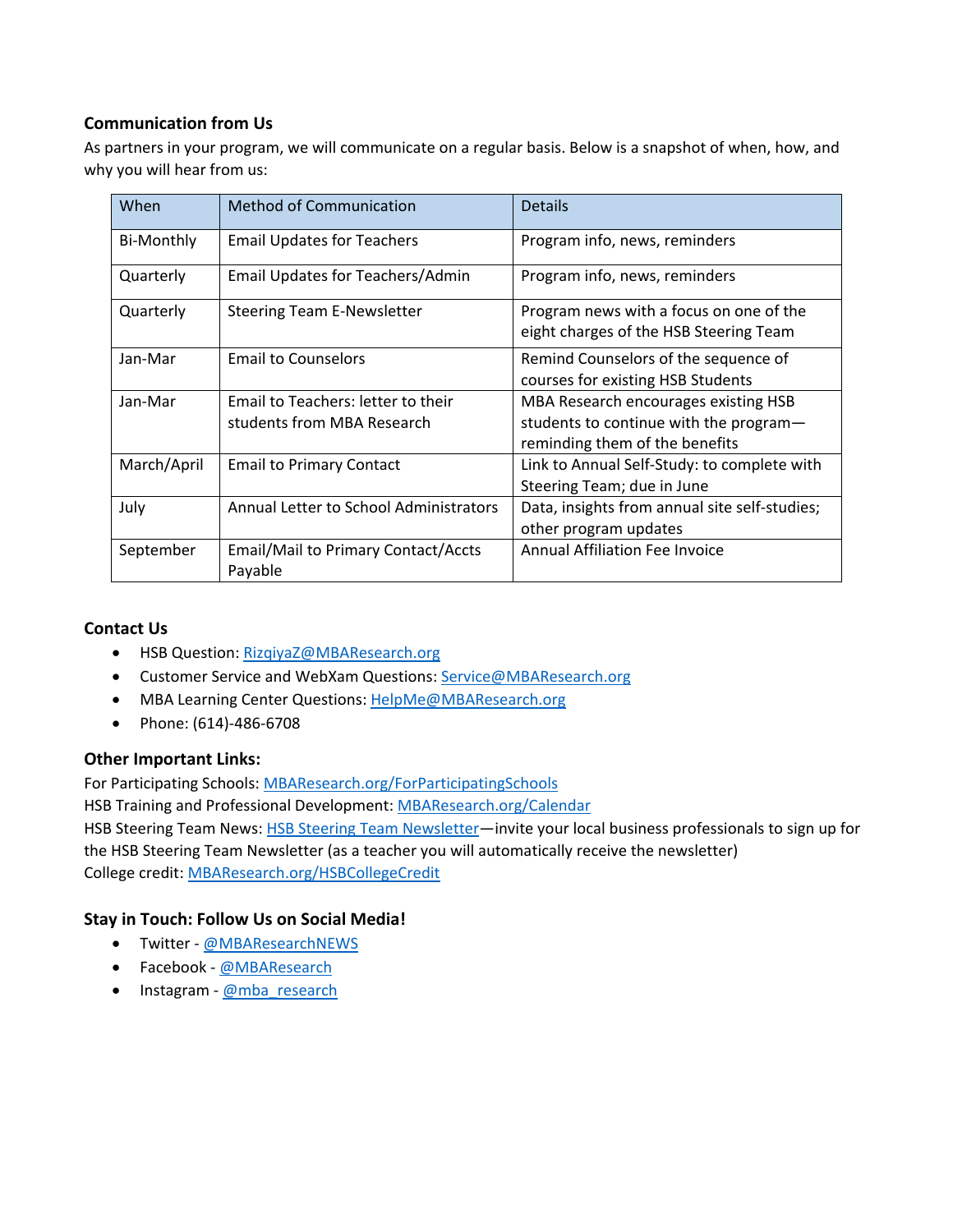### Communication from Us

As partners in your program, we will communicate on a regular basis. Below is a snapshot of when, how, and why you will hear from us:

| When | Method of Communication | Details |
|---|---|---|
| Bi-Monthly | Email Updates for Teachers | Program info, news, reminders |
| Quarterly | Email Updates for Teachers/Admin | Program info, news, reminders |
| Quarterly | Steering Team E-Newsletter | Program news with a focus on one of the eight charges of the HSB Steering Team |
| Jan-Mar | Email to Counselors | Remind Counselors of the sequence of courses for existing HSB Students |
| Jan-Mar | Email to Teachers: letter to their students from MBA Research | MBA Research encourages existing HSB students to continue with the program—reminding them of the benefits |
| March/April | Email to Primary Contact | Link to Annual Self-Study: to complete with Steering Team; due in June |
| July | Annual Letter to School Administrators | Data, insights from annual site self-studies; other program updates |
| September | Email/Mail to Primary Contact/Accts Payable | Annual Affiliation Fee Invoice |

### Contact Us

- HSB Question: RizqiyaZ@MBAResearch.org
- Customer Service and WebXam Questions: Service@MBAResearch.org
- MBA Learning Center Questions: HelpMe@MBAResearch.org
- Phone: (614)-486-6708

### Other Important Links:

For Participating Schools: MBAResearch.org/ForParticipatingSchools
HSB Training and Professional Development: MBAResearch.org/Calendar
HSB Steering Team News: HSB Steering Team Newsletter—invite your local business professionals to sign up for the HSB Steering Team Newsletter (as a teacher you will automatically receive the newsletter)
College credit: MBAResearch.org/HSBCollegeCredit

### Stay in Touch: Follow Us on Social Media!

- Twitter - @MBAResearchNEWS
- Facebook - @MBAResearch
- Instagram - @mba_research